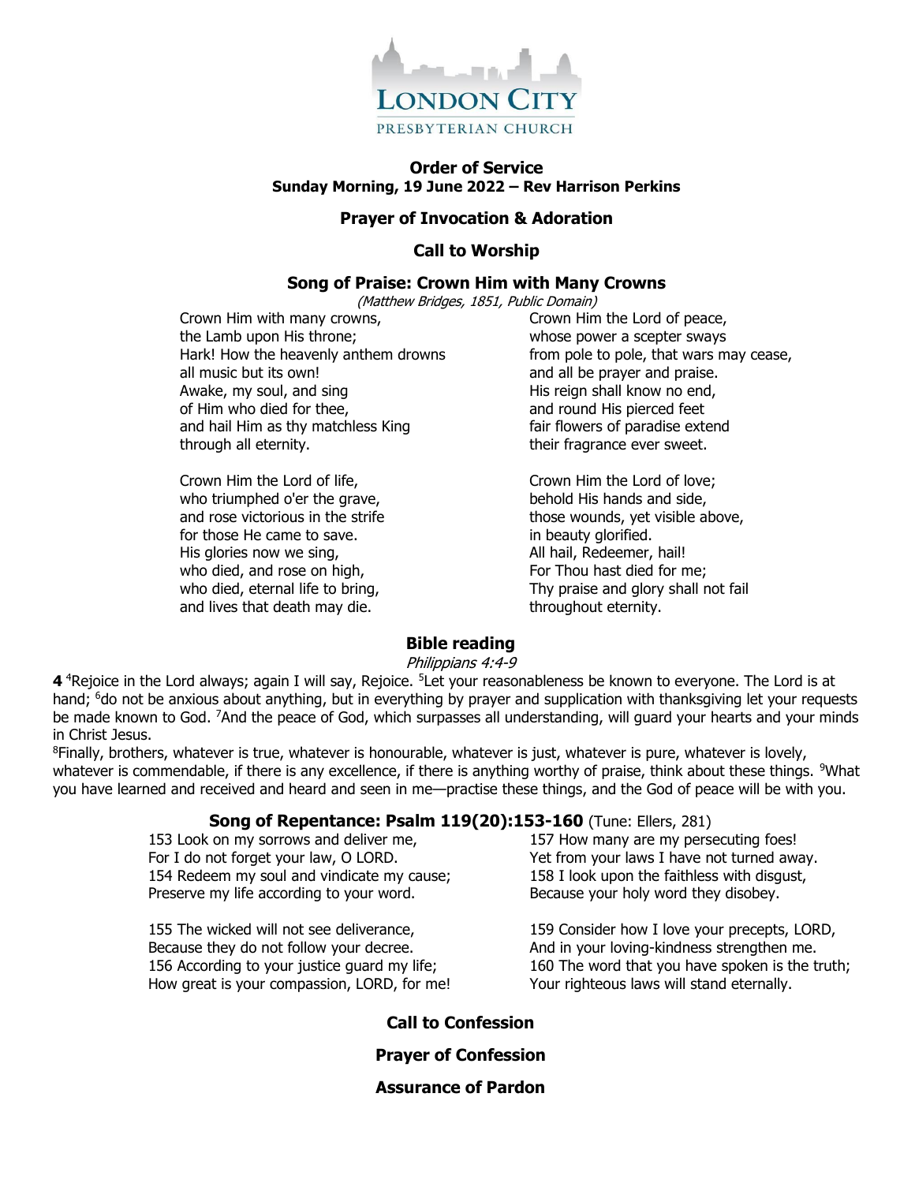LONDON CITY
PRESBYTERIAN CHURCH

# Order of Service

**Sunday Morning, 19 June 2022 – Rev Harrison Perkins**

## Prayer of Invocation & Adoration

## Call to Worship

## Song of Praise: Crown Him with Many Crowns

*(Matthew Bridges, 1851, Public Domain)*

Crown Him with many crowns,
the Lamb upon His throne;
Hark! How the heavenly anthem drowns
all music but its own!
Awake, my soul, and sing
of Him who died for thee,
and hail Him as thy matchless King
through all eternity.

Crown Him the Lord of life,
who triumphed o'er the grave,
and rose victorious in the strife
for those He came to save.
His glories now we sing,
who died, and rose on high,
who died, eternal life to bring,
and lives that death may die.

Crown Him the Lord of peace,
whose power a scepter sways
from pole to pole, that wars may cease,
and all be prayer and praise.
His reign shall know no end,
and round His pierced feet
fair flowers of paradise extend
their fragrance ever sweet.

Crown Him the Lord of love;
behold His hands and side,
those wounds, yet visible above,
in beauty glorified.
All hail, Redeemer, hail!
For Thou hast died for me;
Thy praise and glory shall not fail
throughout eternity.

## Bible reading

*Philippians 4:4-9*

**4** [4]Rejoice in the Lord always; again I will say, Rejoice. [5]Let your reasonableness be known to everyone. The Lord is at hand; [6]do not be anxious about anything, but in everything by prayer and supplication with thanksgiving let your requests be made known to God. [7]And the peace of God, which surpasses all understanding, will guard your hearts and your minds in Christ Jesus.

[8]Finally, brothers, whatever is true, whatever is honourable, whatever is just, whatever is pure, whatever is lovely, whatever is commendable, if there is any excellence, if there is anything worthy of praise, think about these things. [9]What you have learned and received and heard and seen in me—practise these things, and the God of peace will be with you.

## Song of Repentance: Psalm 119(20):153-160 (Tune: Ellers, 281)

153 Look on my sorrows and deliver me,
For I do not forget your law, O LORD.
154 Redeem my soul and vindicate my cause;
Preserve my life according to your word.

155 The wicked will not see deliverance,
Because they do not follow your decree.
156 According to your justice guard my life;
How great is your compassion, LORD, for me!

157 How many are my persecuting foes!
Yet from your laws I have not turned away.
158 I look upon the faithless with disgust,
Because your holy word they disobey.

159 Consider how I love your precepts, LORD,
And in your loving-kindness strengthen me.
160 The word that you have spoken is the truth;
Your righteous laws will stand eternally.

## Call to Confession

## Prayer of Confession

## Assurance of Pardon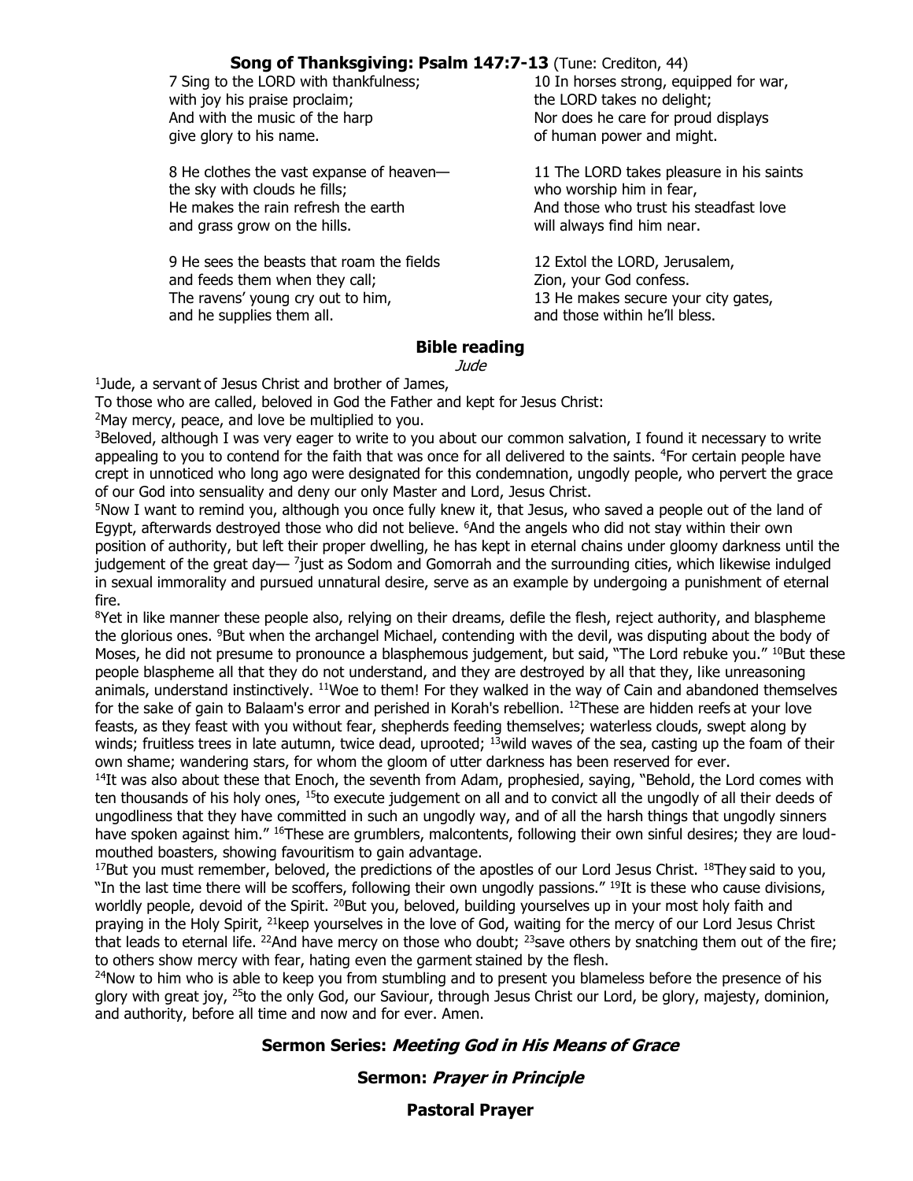## Song of Thanksgiving: Psalm 147:7-13 (Tune: Crediton, 44)

7 Sing to the LORD with thankfulness;
with joy his praise proclaim;
And with the music of the harp
give glory to his name.

8 He clothes the vast expanse of heaven—
the sky with clouds he fills;
He makes the rain refresh the earth
and grass grow on the hills.

9 He sees the beasts that roam the fields
and feeds them when they call;
The ravens' young cry out to him,
and he supplies them all.

10 In horses strong, equipped for war,
the LORD takes no delight;
Nor does he care for proud displays
of human power and might.

11 The LORD takes pleasure in his saints
who worship him in fear,
And those who trust his steadfast love
will always find him near.

12 Extol the LORD, Jerusalem,
Zion, your God confess.
13 He makes secure your city gates,
and those within he'll bless.

## Bible reading

*Jude*

[1]Jude, a servant of Jesus Christ and brother of James,
To those who are called, beloved in God the Father and kept for Jesus Christ:
[2]May mercy, peace, and love be multiplied to you.
[3]Beloved, although I was very eager to write to you about our common salvation, I found it necessary to write appealing to you to contend for the faith that was once for all delivered to the saints. [4]For certain people have crept in unnoticed who long ago were designated for this condemnation, ungodly people, who pervert the grace of our God into sensuality and deny our only Master and Lord, Jesus Christ.
[5]Now I want to remind you, although you once fully knew it, that Jesus, who saved a people out of the land of Egypt, afterwards destroyed those who did not believe. [6]And the angels who did not stay within their own position of authority, but left their proper dwelling, he has kept in eternal chains under gloomy darkness until the judgement of the great day— [7]just as Sodom and Gomorrah and the surrounding cities, which likewise indulged in sexual immorality and pursued unnatural desire, serve as an example by undergoing a punishment of eternal fire.
[8]Yet in like manner these people also, relying on their dreams, defile the flesh, reject authority, and blaspheme the glorious ones. [9]But when the archangel Michael, contending with the devil, was disputing about the body of Moses, he did not presume to pronounce a blasphemous judgement, but said, "The Lord rebuke you." [10]But these people blaspheme all that they do not understand, and they are destroyed by all that they, like unreasoning animals, understand instinctively. [11]Woe to them! For they walked in the way of Cain and abandoned themselves for the sake of gain to Balaam's error and perished in Korah's rebellion. [12]These are hidden reefs at your love feasts, as they feast with you without fear, shepherds feeding themselves; waterless clouds, swept along by winds; fruitless trees in late autumn, twice dead, uprooted; [13]wild waves of the sea, casting up the foam of their own shame; wandering stars, for whom the gloom of utter darkness has been reserved for ever.
[14]It was also about these that Enoch, the seventh from Adam, prophesied, saying, "Behold, the Lord comes with ten thousands of his holy ones, [15]to execute judgement on all and to convict all the ungodly of all their deeds of ungodliness that they have committed in such an ungodly way, and of all the harsh things that ungodly sinners have spoken against him." [16]These are grumblers, malcontents, following their own sinful desires; they are loud-mouthed boasters, showing favouritism to gain advantage.
[17]But you must remember, beloved, the predictions of the apostles of our Lord Jesus Christ. [18]They said to you, "In the last time there will be scoffers, following their own ungodly passions." [19]It is these who cause divisions, worldly people, devoid of the Spirit. [20]But you, beloved, building yourselves up in your most holy faith and praying in the Holy Spirit, [21]keep yourselves in the love of God, waiting for the mercy of our Lord Jesus Christ that leads to eternal life. [22]And have mercy on those who doubt; [23]save others by snatching them out of the fire; to others show mercy with fear, hating even the garment stained by the flesh.
[24]Now to him who is able to keep you from stumbling and to present you blameless before the presence of his glory with great joy, [25]to the only God, our Saviour, through Jesus Christ our Lord, be glory, majesty, dominion, and authority, before all time and now and for ever. Amen.

## Sermon Series: *Meeting God in His Means of Grace*

## Sermon: *Prayer in Principle*

## Pastoral Prayer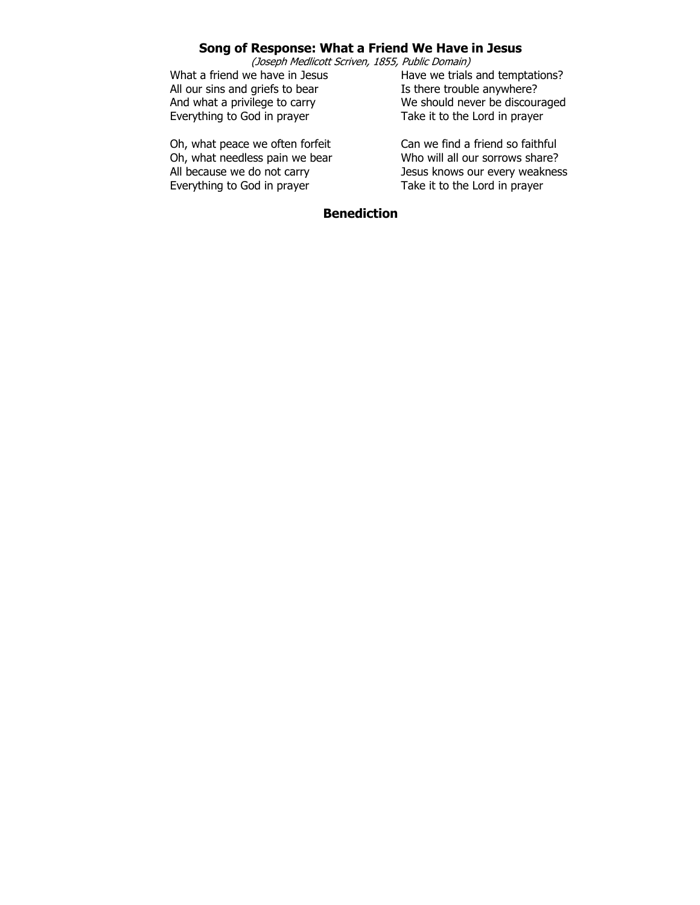## Song of Response: What a Friend We Have in Jesus

*(Joseph Medlicott Scriven, 1855, Public Domain)*

What a friend we have in Jesus
All our sins and griefs to bear
And what a privilege to carry
Everything to God in prayer

Oh, what peace we often forfeit
Oh, what needless pain we bear
All because we do not carry
Everything to God in prayer

Have we trials and temptations?
Is there trouble anywhere?
We should never be discouraged
Take it to the Lord in prayer

Can we find a friend so faithful
Who will all our sorrows share?
Jesus knows our every weakness
Take it to the Lord in prayer

## Benediction